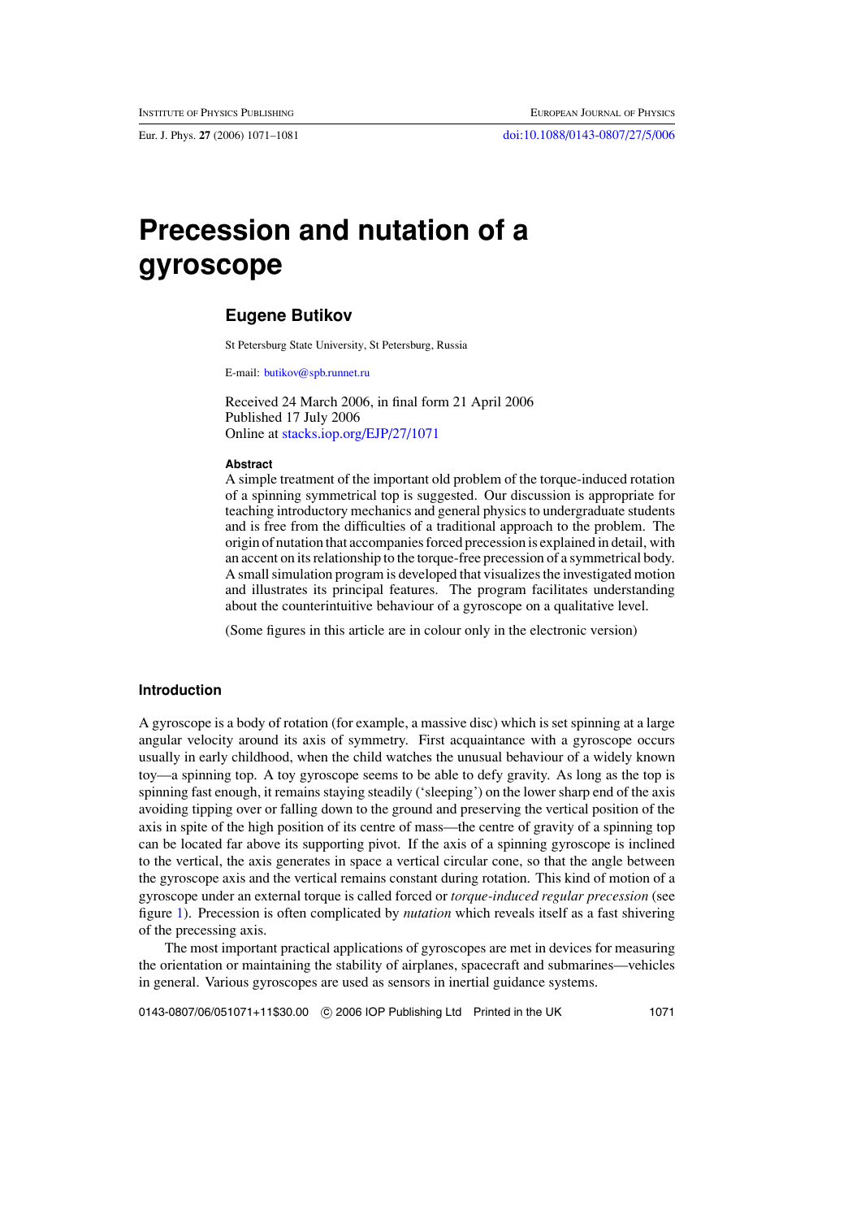# Precession and nutation of a gyroscope

## Eugene Butikov

St Petersburg State University, St Petersburg, Russia

E-mail: butikov@spb.runnet.ru

Received 24 March 2006, in final form 21 April 2006
Published 17 July 2006
Online at stacks.iop.org/EJP/27/1071

### Abstract

A simple treatment of the important old problem of the torque-induced rotation of a spinning symmetrical top is suggested. Our discussion is appropriate for teaching introductory mechanics and general physics to undergraduate students and is free from the difficulties of a traditional approach to the problem. The origin of nutation that accompanies forced precession is explained in detail, with an accent on its relationship to the torque-free precession of a symmetrical body. A small simulation program is developed that visualizes the investigated motion and illustrates its principal features. The program facilitates understanding about the counterintuitive behaviour of a gyroscope on a qualitative level.

(Some figures in this article are in colour only in the electronic version)

## Introduction

A gyroscope is a body of rotation (for example, a massive disc) which is set spinning at a large angular velocity around its axis of symmetry. First acquaintance with a gyroscope occurs usually in early childhood, when the child watches the unusual behaviour of a widely known toy—a spinning top. A toy gyroscope seems to be able to defy gravity. As long as the top is spinning fast enough, it remains staying steadily ('sleeping') on the lower sharp end of the axis avoiding tipping over or falling down to the ground and preserving the vertical position of the axis in spite of the high position of its centre of mass—the centre of gravity of a spinning top can be located far above its supporting pivot. If the axis of a spinning gyroscope is inclined to the vertical, the axis generates in space a vertical circular cone, so that the angle between the gyroscope axis and the vertical remains constant during rotation. This kind of motion of a gyroscope under an external torque is called forced or *torque-induced regular precession* (see figure 1). Precession is often complicated by *nutation* which reveals itself as a fast shivering of the precessing axis.

The most important practical applications of gyroscopes are met in devices for measuring the orientation or maintaining the stability of airplanes, spacecraft and submarines—vehicles in general. Various gyroscopes are used as sensors in inertial guidance systems.

0143-0807/06/051071+11$30.00 © 2006 IOP Publishing Ltd Printed in the UK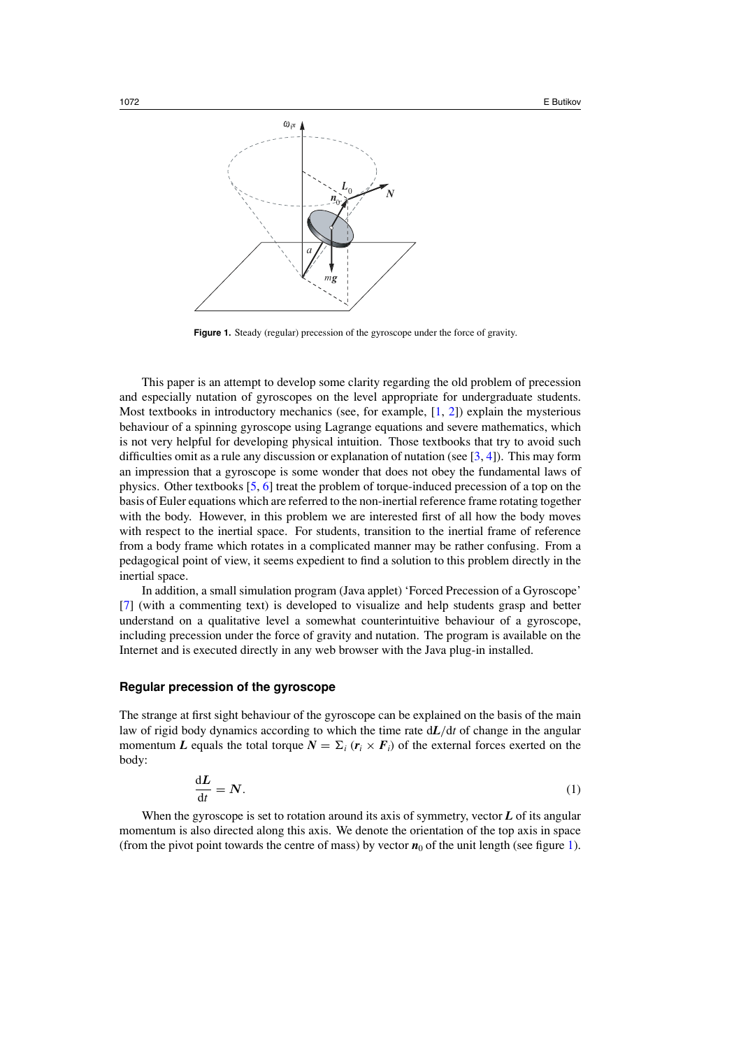Figure 1. Steady (regular) precession of the gyroscope under the force of gravity.

This paper is an attempt to develop some clarity regarding the old problem of precession and especially nutation of gyroscopes on the level appropriate for undergraduate students. Most textbooks in introductory mechanics (see, for example, [1, 2]) explain the mysterious behaviour of a spinning gyroscope using Lagrange equations and severe mathematics, which is not very helpful for developing physical intuition. Those textbooks that try to avoid such difficulties omit as a rule any discussion or explanation of nutation (see [3, 4]). This may form an impression that a gyroscope is some wonder that does not obey the fundamental laws of physics. Other textbooks [5, 6] treat the problem of torque-induced precession of a top on the basis of Euler equations which are referred to the non-inertial reference frame rotating together with the body. However, in this problem we are interested first of all how the body moves with respect to the inertial space. For students, transition to the inertial frame of reference from a body frame which rotates in a complicated manner may be rather confusing. From a pedagogical point of view, it seems expedient to find a solution to this problem directly in the inertial space.

In addition, a small simulation program (Java applet) 'Forced Precession of a Gyroscope' [7] (with a commenting text) is developed to visualize and help students grasp and better understand on a qualitative level a somewhat counterintuitive behaviour of a gyroscope, including precession under the force of gravity and nutation. The program is available on the Internet and is executed directly in any web browser with the Java plug-in installed.

## Regular precession of the gyroscope

The strange at first sight behaviour of the gyroscope can be explained on the basis of the main law of rigid body dynamics according to which the time rate $\mathrm{d}\boldsymbol{L}/\mathrm{d}t$ of change in the angular momentum $\boldsymbol{L}$ equals the total torque $\boldsymbol{N} = \Sigma_i\,(\boldsymbol{r}_i \times \boldsymbol{F}_i)$ of the external forces exerted on the body:

$$\frac{\mathrm{d}\boldsymbol{L}}{\mathrm{d}t} = \boldsymbol{N}. \tag{1}$$

When the gyroscope is set to rotation around its axis of symmetry, vector $\boldsymbol{L}$ of its angular momentum is also directed along this axis. We denote the orientation of the top axis in space (from the pivot point towards the centre of mass) by vector $\boldsymbol{n}_0$ of the unit length (see figure 1).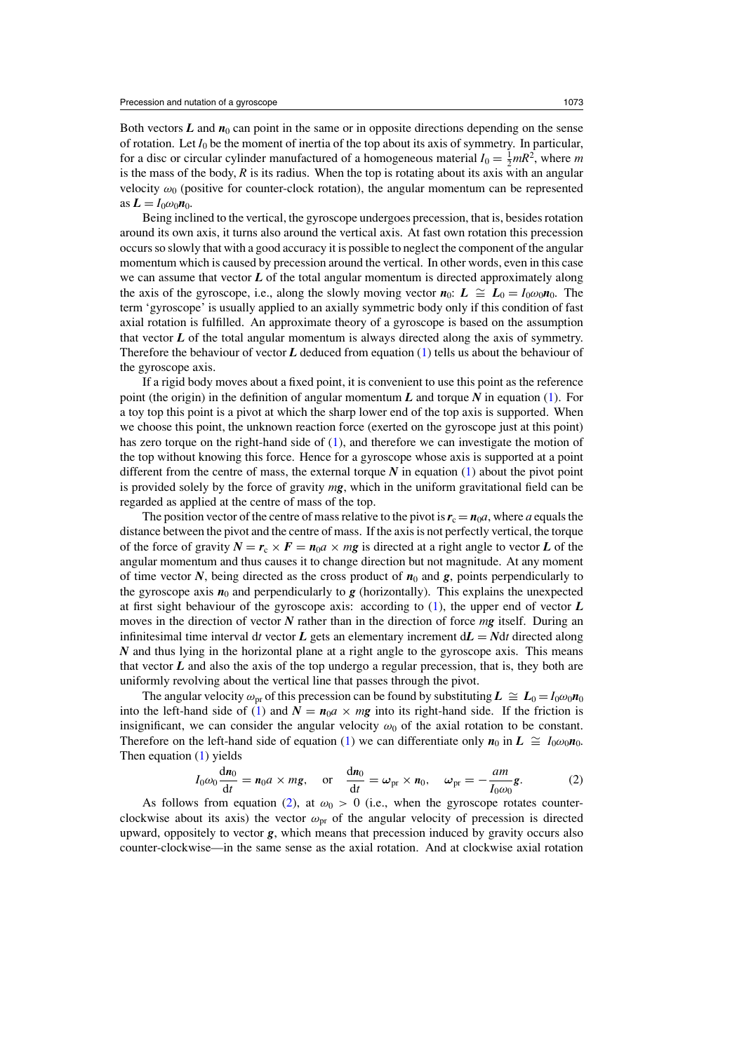Both vectors $\boldsymbol{L}$ and $\boldsymbol{n}_0$ can point in the same or in opposite directions depending on the sense of rotation. Let $I_0$ be the moment of inertia of the top about its axis of symmetry. In particular, for a disc or circular cylinder manufactured of a homogeneous material $I_0 = \frac{1}{2}mR^2$, where $m$ is the mass of the body, $R$ is its radius. When the top is rotating about its axis with an angular velocity $\omega_0$ (positive for counter-clock rotation), the angular momentum can be represented as $\boldsymbol{L} = I_0\omega_0\boldsymbol{n}_0$.

Being inclined to the vertical, the gyroscope undergoes precession, that is, besides rotation around its own axis, it turns also around the vertical axis. At fast own rotation this precession occurs so slowly that with a good accuracy it is possible to neglect the component of the angular momentum which is caused by precession around the vertical. In other words, even in this case we can assume that vector $\boldsymbol{L}$ of the total angular momentum is directed approximately along the axis of the gyroscope, i.e., along the slowly moving vector $\boldsymbol{n}_0$: $\boldsymbol{L} \cong \boldsymbol{L}_0 = I_0\omega_0\boldsymbol{n}_0$. The term 'gyroscope' is usually applied to an axially symmetric body only if this condition of fast axial rotation is fulfilled. An approximate theory of a gyroscope is based on the assumption that vector $\boldsymbol{L}$ of the total angular momentum is always directed along the axis of symmetry. Therefore the behaviour of vector $\boldsymbol{L}$ deduced from equation (1) tells us about the behaviour of the gyroscope axis.

If a rigid body moves about a fixed point, it is convenient to use this point as the reference point (the origin) in the definition of angular momentum $\boldsymbol{L}$ and torque $\boldsymbol{N}$ in equation (1). For a toy top this point is a pivot at which the sharp lower end of the top axis is supported. When we choose this point, the unknown reaction force (exerted on the gyroscope just at this point) has zero torque on the right-hand side of (1), and therefore we can investigate the motion of the top without knowing this force. Hence for a gyroscope whose axis is supported at a point different from the centre of mass, the external torque $\boldsymbol{N}$ in equation (1) about the pivot point is provided solely by the force of gravity $m\boldsymbol{g}$, which in the uniform gravitational field can be regarded as applied at the centre of mass of the top.

The position vector of the centre of mass relative to the pivot is $\boldsymbol{r}_c = \boldsymbol{n}_0 a$, where $a$ equals the distance between the pivot and the centre of mass. If the axis is not perfectly vertical, the torque of the force of gravity $\boldsymbol{N} = \boldsymbol{r}_c \times \boldsymbol{F} = \boldsymbol{n}_0 a \times m\boldsymbol{g}$ is directed at a right angle to vector $\boldsymbol{L}$ of the angular momentum and thus causes it to change direction but not magnitude. At any moment of time vector $\boldsymbol{N}$, being directed as the cross product of $\boldsymbol{n}_0$ and $\boldsymbol{g}$, points perpendicularly to the gyroscope axis $\boldsymbol{n}_0$ and perpendicularly to $\boldsymbol{g}$ (horizontally). This explains the unexpected at first sight behaviour of the gyroscope axis: according to (1), the upper end of vector $\boldsymbol{L}$ moves in the direction of vector $\boldsymbol{N}$ rather than in the direction of force $m\boldsymbol{g}$ itself. During an infinitesimal time interval $\mathrm{d}t$ vector $\boldsymbol{L}$ gets an elementary increment $\mathrm{d}\boldsymbol{L} = \boldsymbol{N}\mathrm{d}t$ directed along $\boldsymbol{N}$ and thus lying in the horizontal plane at a right angle to the gyroscope axis. This means that vector $\boldsymbol{L}$ and also the axis of the top undergo a regular precession, that is, they both are uniformly revolving about the vertical line that passes through the pivot.

The angular velocity $\omega_{\mathrm{pr}}$ of this precession can be found by substituting $\boldsymbol{L} \cong \boldsymbol{L}_0 = I_0\omega_0\boldsymbol{n}_0$ into the left-hand side of (1) and $\boldsymbol{N} = \boldsymbol{n}_0 a \times m\boldsymbol{g}$ into its right-hand side. If the friction is insignificant, we can consider the angular velocity $\omega_0$ of the axial rotation to be constant. Therefore on the left-hand side of equation (1) we can differentiate only $\boldsymbol{n}_0$ in $\boldsymbol{L} \cong I_0\omega_0\boldsymbol{n}_0$. Then equation (1) yields

$$I_0\omega_0 \frac{\mathrm{d}\boldsymbol{n}_0}{\mathrm{d}t} = \boldsymbol{n}_0 a \times m\boldsymbol{g}, \quad \text{or} \quad \frac{\mathrm{d}\boldsymbol{n}_0}{\mathrm{d}t} = \boldsymbol{\omega}_{\mathrm{pr}} \times \boldsymbol{n}_0, \quad \boldsymbol{\omega}_{\mathrm{pr}} = -\frac{am}{I_0\omega_0}\boldsymbol{g}. \tag{2}$$

As follows from equation (2), at $\omega_0 > 0$ (i.e., when the gyroscope rotates counter-clockwise about its axis) the vector $\omega_{\mathrm{pr}}$ of the angular velocity of precession is directed upward, oppositely to vector $\boldsymbol{g}$, which means that precession induced by gravity occurs also counter-clockwise—in the same sense as the axial rotation. And at clockwise axial rotation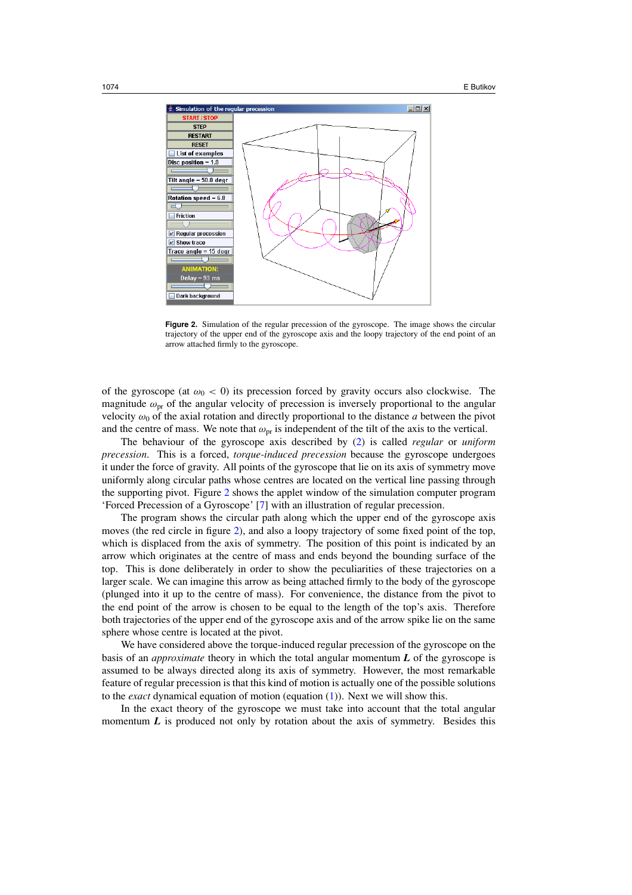**Figure 2.** Simulation of the regular precession of the gyroscope. The image shows the circular trajectory of the upper end of the gyroscope axis and the loopy trajectory of the end point of an arrow attached firmly to the gyroscope.

of the gyroscope (at $\omega_0 < 0$) its precession forced by gravity occurs also clockwise. The magnitude $\omega_{pr}$ of the angular velocity of precession is inversely proportional to the angular velocity $\omega_0$ of the axial rotation and directly proportional to the distance $a$ between the pivot and the centre of mass. We note that $\omega_{pr}$ is independent of the tilt of the axis to the vertical.

The behaviour of the gyroscope axis described by (2) is called *regular* or *uniform precession*. This is a forced, *torque-induced precession* because the gyroscope undergoes it under the force of gravity. All points of the gyroscope that lie on its axis of symmetry move uniformly along circular paths whose centres are located on the vertical line passing through the supporting pivot. Figure 2 shows the applet window of the simulation computer program 'Forced Precession of a Gyroscope' [7] with an illustration of regular precession.

The program shows the circular path along which the upper end of the gyroscope axis moves (the red circle in figure 2), and also a loopy trajectory of some fixed point of the top, which is displaced from the axis of symmetry. The position of this point is indicated by an arrow which originates at the centre of mass and ends beyond the bounding surface of the top. This is done deliberately in order to show the peculiarities of these trajectories on a larger scale. We can imagine this arrow as being attached firmly to the body of the gyroscope (plunged into it up to the centre of mass). For convenience, the distance from the pivot to the end point of the arrow is chosen to be equal to the length of the top's axis. Therefore both trajectories of the upper end of the gyroscope axis and of the arrow spike lie on the same sphere whose centre is located at the pivot.

We have considered above the torque-induced regular precession of the gyroscope on the basis of an *approximate* theory in which the total angular momentum $\boldsymbol{L}$ of the gyroscope is assumed to be always directed along its axis of symmetry. However, the most remarkable feature of regular precession is that this kind of motion is actually one of the possible solutions to the *exact* dynamical equation of motion (equation (1)). Next we will show this.

In the exact theory of the gyroscope we must take into account that the total angular momentum $\boldsymbol{L}$ is produced not only by rotation about the axis of symmetry. Besides this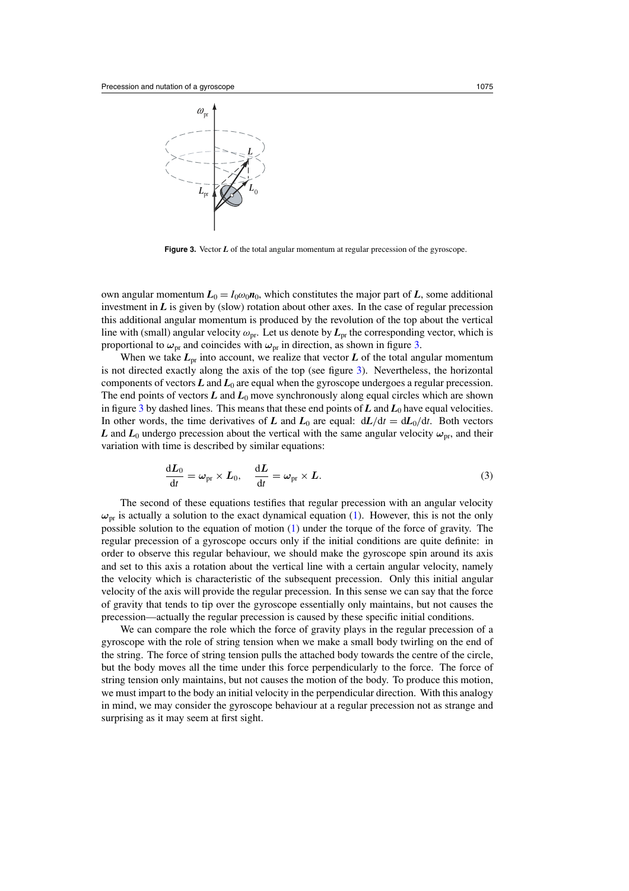**Figure 3.** Vector $\boldsymbol{L}$ of the total angular momentum at regular precession of the gyroscope.

own angular momentum $\boldsymbol{L}_0 = I_0\omega_0\boldsymbol{n}_0$, which constitutes the major part of $\boldsymbol{L}$, some additional investment in $\boldsymbol{L}$ is given by (slow) rotation about other axes. In the case of regular precession this additional angular momentum is produced by the revolution of the top about the vertical line with (small) angular velocity $\omega_{\mathrm{pr}}$. Let us denote by $\boldsymbol{L}_{\mathrm{pr}}$ the corresponding vector, which is proportional to $\boldsymbol{\omega}_{\mathrm{pr}}$ and coincides with $\boldsymbol{\omega}_{\mathrm{pr}}$ in direction, as shown in figure 3.

When we take $\boldsymbol{L}_{\mathrm{pr}}$ into account, we realize that vector $\boldsymbol{L}$ of the total angular momentum is not directed exactly along the axis of the top (see figure 3). Nevertheless, the horizontal components of vectors $\boldsymbol{L}$ and $\boldsymbol{L}_0$ are equal when the gyroscope undergoes a regular precession. The end points of vectors $\boldsymbol{L}$ and $\boldsymbol{L}_0$ move synchronously along equal circles which are shown in figure 3 by dashed lines. This means that these end points of $\boldsymbol{L}$ and $\boldsymbol{L}_0$ have equal velocities. In other words, the time derivatives of $\boldsymbol{L}$ and $\boldsymbol{L}_0$ are equal: $\mathrm{d}\boldsymbol{L}/\mathrm{d}t = \mathrm{d}\boldsymbol{L}_0/\mathrm{d}t$. Both vectors $\boldsymbol{L}$ and $\boldsymbol{L}_0$ undergo precession about the vertical with the same angular velocity $\boldsymbol{\omega}_{\mathrm{pr}}$, and their variation with time is described by similar equations:

$$\frac{\mathrm{d}\boldsymbol{L}_0}{\mathrm{d}t} = \boldsymbol{\omega}_{\mathrm{pr}} \times \boldsymbol{L}_0, \quad \frac{\mathrm{d}\boldsymbol{L}}{\mathrm{d}t} = \boldsymbol{\omega}_{\mathrm{pr}} \times \boldsymbol{L}. \tag{3}$$

The second of these equations testifies that regular precession with an angular velocity $\boldsymbol{\omega}_{\mathrm{pr}}$ is actually a solution to the exact dynamical equation (1). However, this is not the only possible solution to the equation of motion (1) under the torque of the force of gravity. The regular precession of a gyroscope occurs only if the initial conditions are quite definite: in order to observe this regular behaviour, we should make the gyroscope spin around its axis and set to this axis a rotation about the vertical line with a certain angular velocity, namely the velocity which is characteristic of the subsequent precession. Only this initial angular velocity of the axis will provide the regular precession. In this sense we can say that the force of gravity that tends to tip over the gyroscope essentially only maintains, but not causes the precession—actually the regular precession is caused by these specific initial conditions.

We can compare the role which the force of gravity plays in the regular precession of a gyroscope with the role of string tension when we make a small body twirling on the end of the string. The force of string tension pulls the attached body towards the centre of the circle, but the body moves all the time under this force perpendicularly to the force. The force of string tension only maintains, but not causes the motion of the body. To produce this motion, we must impart to the body an initial velocity in the perpendicular direction. With this analogy in mind, we may consider the gyroscope behaviour at a regular precession not as strange and surprising as it may seem at first sight.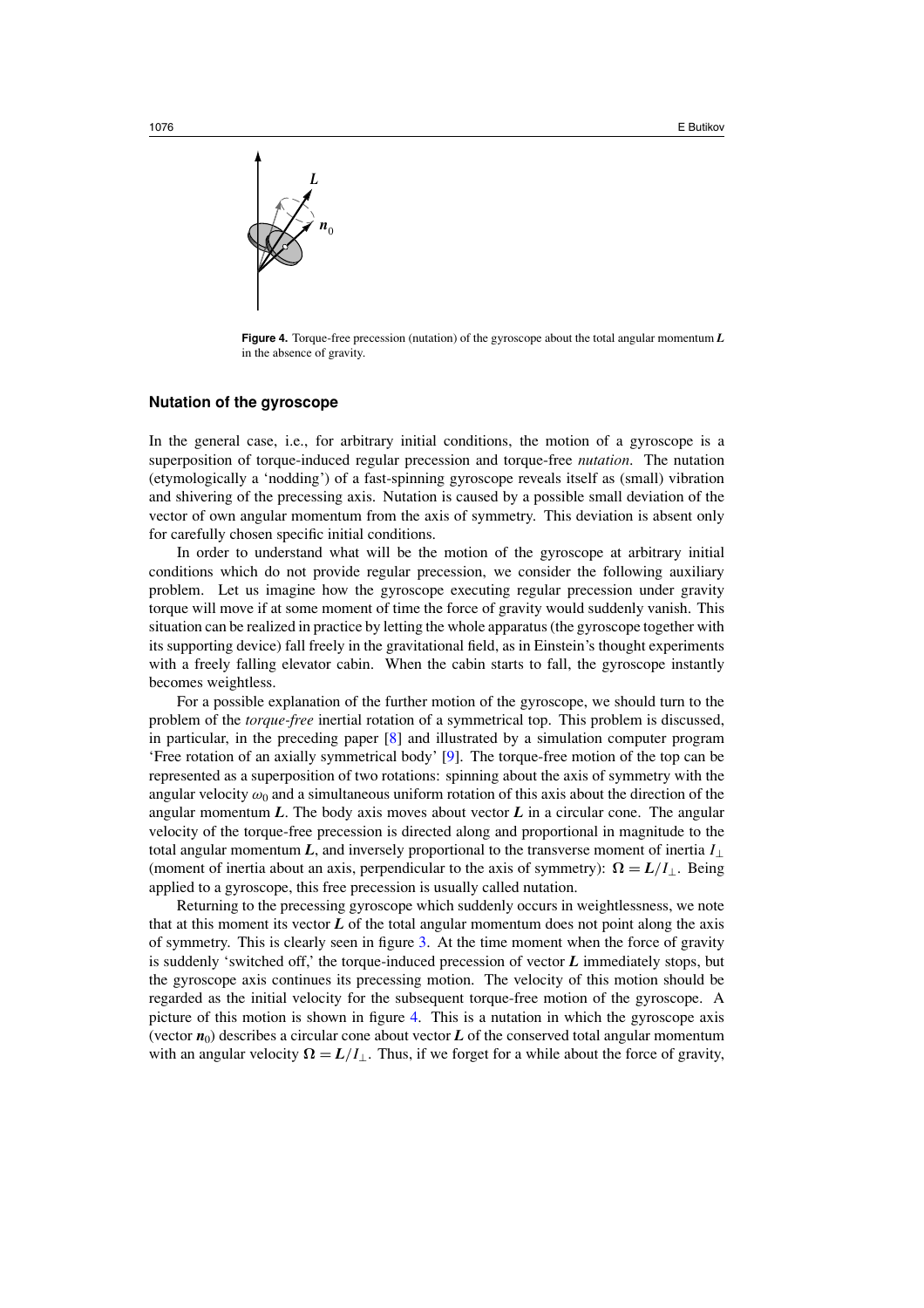**Figure 4.** Torque-free precession (nutation) of the gyroscope about the total angular momentum $\boldsymbol{L}$ in the absence of gravity.

## Nutation of the gyroscope

In the general case, i.e., for arbitrary initial conditions, the motion of a gyroscope is a superposition of torque-induced regular precession and torque-free *nutation*. The nutation (etymologically a 'nodding') of a fast-spinning gyroscope reveals itself as (small) vibration and shivering of the precessing axis. Nutation is caused by a possible small deviation of the vector of own angular momentum from the axis of symmetry. This deviation is absent only for carefully chosen specific initial conditions.

In order to understand what will be the motion of the gyroscope at arbitrary initial conditions which do not provide regular precession, we consider the following auxiliary problem. Let us imagine how the gyroscope executing regular precession under gravity torque will move if at some moment of time the force of gravity would suddenly vanish. This situation can be realized in practice by letting the whole apparatus (the gyroscope together with its supporting device) fall freely in the gravitational field, as in Einstein's thought experiments with a freely falling elevator cabin. When the cabin starts to fall, the gyroscope instantly becomes weightless.

For a possible explanation of the further motion of the gyroscope, we should turn to the problem of the *torque-free* inertial rotation of a symmetrical top. This problem is discussed, in particular, in the preceding paper [8] and illustrated by a simulation computer program 'Free rotation of an axially symmetrical body' [9]. The torque-free motion of the top can be represented as a superposition of two rotations: spinning about the axis of symmetry with the angular velocity $\omega_0$ and a simultaneous uniform rotation of this axis about the direction of the angular momentum $\boldsymbol{L}$. The body axis moves about vector $\boldsymbol{L}$ in a circular cone. The angular velocity of the torque-free precession is directed along and proportional in magnitude to the total angular momentum $\boldsymbol{L}$, and inversely proportional to the transverse moment of inertia $I_\perp$ (moment of inertia about an axis, perpendicular to the axis of symmetry): $\boldsymbol{\Omega} = \boldsymbol{L}/I_\perp$. Being applied to a gyroscope, this free precession is usually called nutation.

Returning to the precessing gyroscope which suddenly occurs in weightlessness, we note that at this moment its vector $\boldsymbol{L}$ of the total angular momentum does not point along the axis of symmetry. This is clearly seen in figure 3. At the time moment when the force of gravity is suddenly 'switched off,' the torque-induced precession of vector $\boldsymbol{L}$ immediately stops, but the gyroscope axis continues its precessing motion. The velocity of this motion should be regarded as the initial velocity for the subsequent torque-free motion of the gyroscope. A picture of this motion is shown in figure 4. This is a nutation in which the gyroscope axis (vector $\boldsymbol{n}_0$) describes a circular cone about vector $\boldsymbol{L}$ of the conserved total angular momentum with an angular velocity $\boldsymbol{\Omega} = \boldsymbol{L}/I_\perp$. Thus, if we forget for a while about the force of gravity,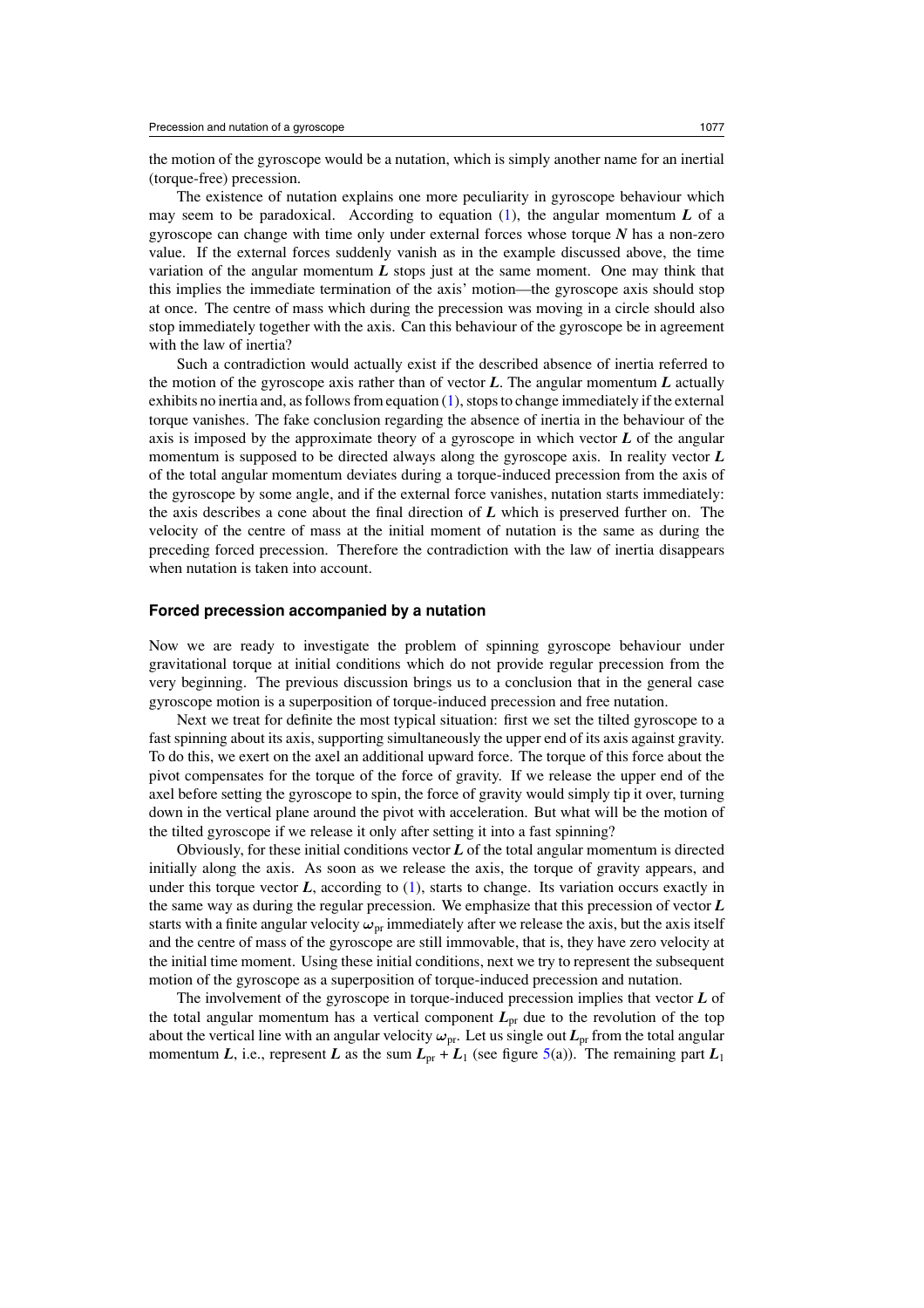the motion of the gyroscope would be a nutation, which is simply another name for an inertial (torque-free) precession.

The existence of nutation explains one more peculiarity in gyroscope behaviour which may seem to be paradoxical. According to equation (1), the angular momentum $\boldsymbol{L}$ of a gyroscope can change with time only under external forces whose torque $\boldsymbol{N}$ has a non-zero value. If the external forces suddenly vanish as in the example discussed above, the time variation of the angular momentum $\boldsymbol{L}$ stops just at the same moment. One may think that this implies the immediate termination of the axis' motion—the gyroscope axis should stop at once. The centre of mass which during the precession was moving in a circle should also stop immediately together with the axis. Can this behaviour of the gyroscope be in agreement with the law of inertia?

Such a contradiction would actually exist if the described absence of inertia referred to the motion of the gyroscope axis rather than of vector $\boldsymbol{L}$. The angular momentum $\boldsymbol{L}$ actually exhibits no inertia and, as follows from equation (1), stops to change immediately if the external torque vanishes. The fake conclusion regarding the absence of inertia in the behaviour of the axis is imposed by the approximate theory of a gyroscope in which vector $\boldsymbol{L}$ of the angular momentum is supposed to be directed always along the gyroscope axis. In reality vector $\boldsymbol{L}$ of the total angular momentum deviates during a torque-induced precession from the axis of the gyroscope by some angle, and if the external force vanishes, nutation starts immediately: the axis describes a cone about the final direction of $\boldsymbol{L}$ which is preserved further on. The velocity of the centre of mass at the initial moment of nutation is the same as during the preceding forced precession. Therefore the contradiction with the law of inertia disappears when nutation is taken into account.

### Forced precession accompanied by a nutation

Now we are ready to investigate the problem of spinning gyroscope behaviour under gravitational torque at initial conditions which do not provide regular precession from the very beginning. The previous discussion brings us to a conclusion that in the general case gyroscope motion is a superposition of torque-induced precession and free nutation.

Next we treat for definite the most typical situation: first we set the tilted gyroscope to a fast spinning about its axis, supporting simultaneously the upper end of its axis against gravity. To do this, we exert on the axel an additional upward force. The torque of this force about the pivot compensates for the torque of the force of gravity. If we release the upper end of the axel before setting the gyroscope to spin, the force of gravity would simply tip it over, turning down in the vertical plane around the pivot with acceleration. But what will be the motion of the tilted gyroscope if we release it only after setting it into a fast spinning?

Obviously, for these initial conditions vector $\boldsymbol{L}$ of the total angular momentum is directed initially along the axis. As soon as we release the axis, the torque of gravity appears, and under this torque vector $\boldsymbol{L}$, according to (1), starts to change. Its variation occurs exactly in the same way as during the regular precession. We emphasize that this precession of vector $\boldsymbol{L}$ starts with a finite angular velocity $\boldsymbol{\omega}_{\rm pr}$ immediately after we release the axis, but the axis itself and the centre of mass of the gyroscope are still immovable, that is, they have zero velocity at the initial time moment. Using these initial conditions, next we try to represent the subsequent motion of the gyroscope as a superposition of torque-induced precession and nutation.

The involvement of the gyroscope in torque-induced precession implies that vector $\boldsymbol{L}$ of the total angular momentum has a vertical component $\boldsymbol{L}_{\rm pr}$ due to the revolution of the top about the vertical line with an angular velocity $\boldsymbol{\omega}_{\rm pr}$. Let us single out $\boldsymbol{L}_{\rm pr}$ from the total angular momentum $\boldsymbol{L}$, i.e., represent $\boldsymbol{L}$ as the sum $\boldsymbol{L}_{\rm pr} + \boldsymbol{L}_1$ (see figure 5(a)). The remaining part $\boldsymbol{L}_1$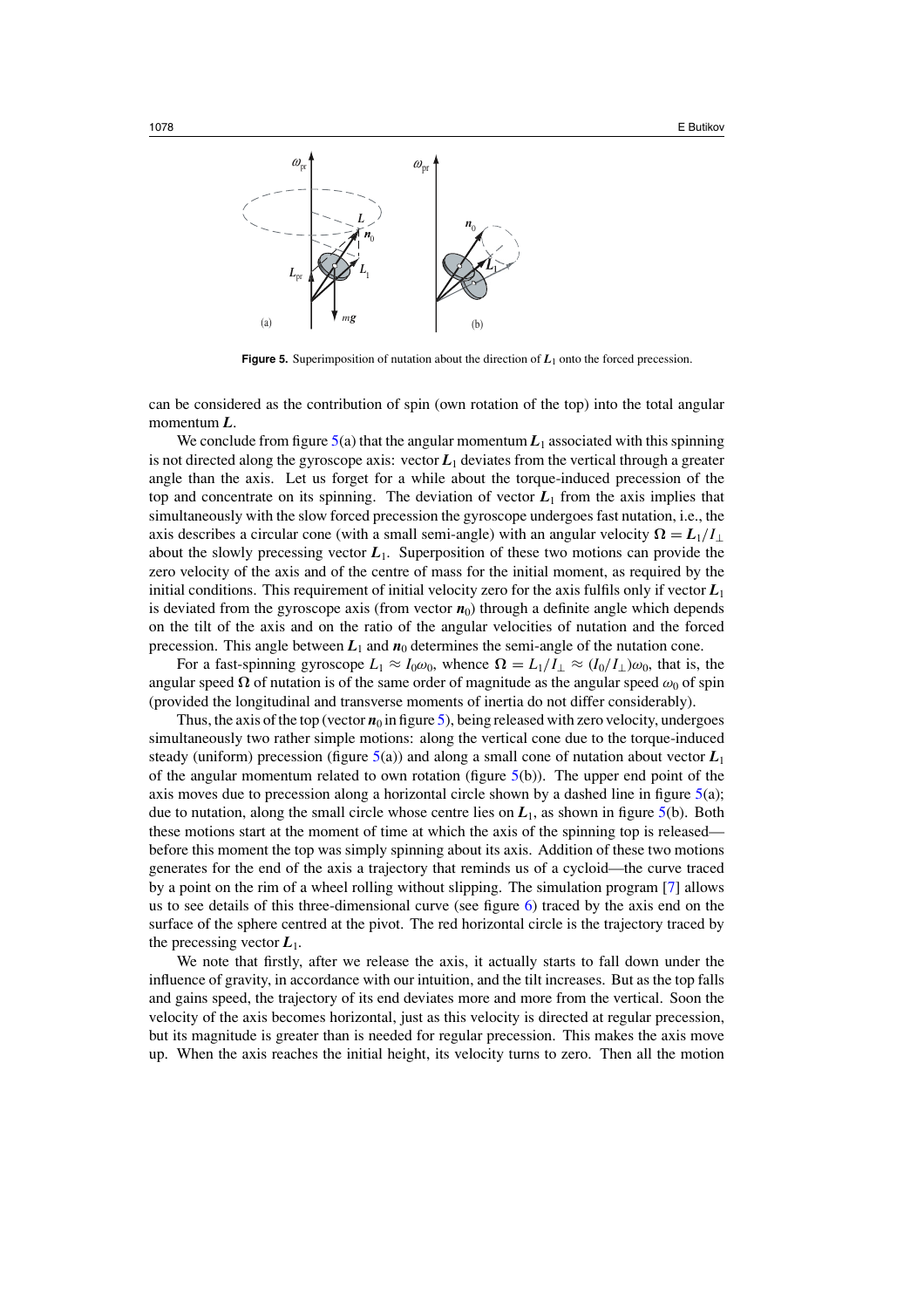**Figure 5.** Superimposition of nutation about the direction of $\boldsymbol{L}_1$ onto the forced precession.

can be considered as the contribution of spin (own rotation of the top) into the total angular momentum $\boldsymbol{L}$.

We conclude from figure 5(a) that the angular momentum $\boldsymbol{L}_1$ associated with this spinning is not directed along the gyroscope axis: vector $\boldsymbol{L}_1$ deviates from the vertical through a greater angle than the axis. Let us forget for a while about the torque-induced precession of the top and concentrate on its spinning. The deviation of vector $\boldsymbol{L}_1$ from the axis implies that simultaneously with the slow forced precession the gyroscope undergoes fast nutation, i.e., the axis describes a circular cone (with a small semi-angle) with an angular velocity $\boldsymbol{\Omega} = \boldsymbol{L}_1/I_\perp$ about the slowly precessing vector $\boldsymbol{L}_1$. Superposition of these two motions can provide the zero velocity of the axis and of the centre of mass for the initial moment, as required by the initial conditions. This requirement of initial velocity zero for the axis fulfils only if vector $\boldsymbol{L}_1$ is deviated from the gyroscope axis (from vector $\boldsymbol{n}_0$) through a definite angle which depends on the tilt of the axis and on the ratio of the angular velocities of nutation and the forced precession. This angle between $\boldsymbol{L}_1$ and $\boldsymbol{n}_0$ determines the semi-angle of the nutation cone.

For a fast-spinning gyroscope $L_1 \approx I_0\omega_0$, whence $\Omega = L_1/I_\perp \approx (I_0/I_\perp)\omega_0$, that is, the angular speed $\Omega$ of nutation is of the same order of magnitude as the angular speed $\omega_0$ of spin (provided the longitudinal and transverse moments of inertia do not differ considerably).

Thus, the axis of the top (vector $\boldsymbol{n}_0$ in figure 5), being released with zero velocity, undergoes simultaneously two rather simple motions: along the vertical cone due to the torque-induced steady (uniform) precession (figure 5(a)) and along a small cone of nutation about vector $\boldsymbol{L}_1$ of the angular momentum related to own rotation (figure 5(b)). The upper end point of the axis moves due to precession along a horizontal circle shown by a dashed line in figure 5(a); due to nutation, along the small circle whose centre lies on $\boldsymbol{L}_1$, as shown in figure 5(b). Both these motions start at the moment of time at which the axis of the spinning top is released—before this moment the top was simply spinning about its axis. Addition of these two motions generates for the end of the axis a trajectory that reminds us of a cycloid—the curve traced by a point on the rim of a wheel rolling without slipping. The simulation program [7] allows us to see details of this three-dimensional curve (see figure 6) traced by the axis end on the surface of the sphere centred at the pivot. The red horizontal circle is the trajectory traced by the precessing vector $\boldsymbol{L}_1$.

We note that firstly, after we release the axis, it actually starts to fall down under the influence of gravity, in accordance with our intuition, and the tilt increases. But as the top falls and gains speed, the trajectory of its end deviates more and more from the vertical. Soon the velocity of the axis becomes horizontal, just as this velocity is directed at regular precession, but its magnitude is greater than is needed for regular precession. This makes the axis move up. When the axis reaches the initial height, its velocity turns to zero. Then all the motion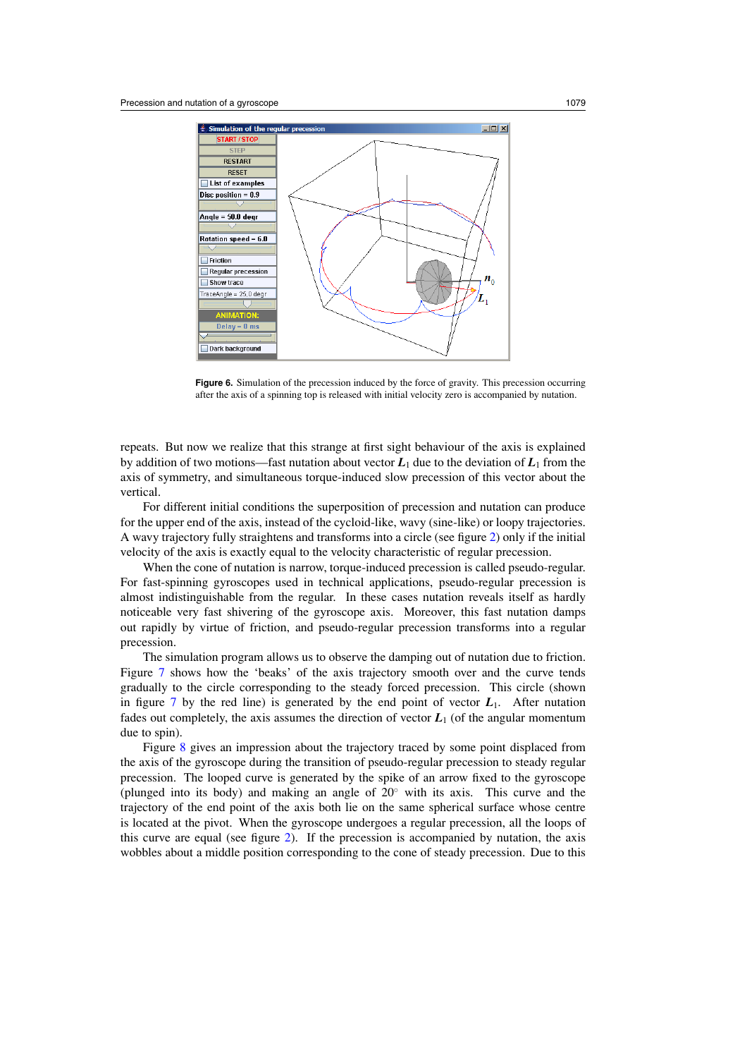**Figure 6.** Simulation of the precession induced by the force of gravity. This precession occurring after the axis of a spinning top is released with initial velocity zero is accompanied by nutation.

repeats. But now we realize that this strange at first sight behaviour of the axis is explained by addition of two motions—fast nutation about vector $\boldsymbol{L}_1$ due to the deviation of $\boldsymbol{L}_1$ from the axis of symmetry, and simultaneous torque-induced slow precession of this vector about the vertical.

For different initial conditions the superposition of precession and nutation can produce for the upper end of the axis, instead of the cycloid-like, wavy (sine-like) or loopy trajectories. A wavy trajectory fully straightens and transforms into a circle (see figure 2) only if the initial velocity of the axis is exactly equal to the velocity characteristic of regular precession.

When the cone of nutation is narrow, torque-induced precession is called pseudo-regular. For fast-spinning gyroscopes used in technical applications, pseudo-regular precession is almost indistinguishable from the regular. In these cases nutation reveals itself as hardly noticeable very fast shivering of the gyroscope axis. Moreover, this fast nutation damps out rapidly by virtue of friction, and pseudo-regular precession transforms into a regular precession.

The simulation program allows us to observe the damping out of nutation due to friction. Figure 7 shows how the 'beaks' of the axis trajectory smooth over and the curve tends gradually to the circle corresponding to the steady forced precession. This circle (shown in figure 7 by the red line) is generated by the end point of vector $\boldsymbol{L}_1$. After nutation fades out completely, the axis assumes the direction of vector $\boldsymbol{L}_1$ (of the angular momentum due to spin).

Figure 8 gives an impression about the trajectory traced by some point displaced from the axis of the gyroscope during the transition of pseudo-regular precession to steady regular precession. The looped curve is generated by the spike of an arrow fixed to the gyroscope (plunged into its body) and making an angle of $20^\circ$ with its axis. This curve and the trajectory of the end point of the axis both lie on the same spherical surface whose centre is located at the pivot. When the gyroscope undergoes a regular precession, all the loops of this curve are equal (see figure 2). If the precession is accompanied by nutation, the axis wobbles about a middle position corresponding to the cone of steady precession. Due to this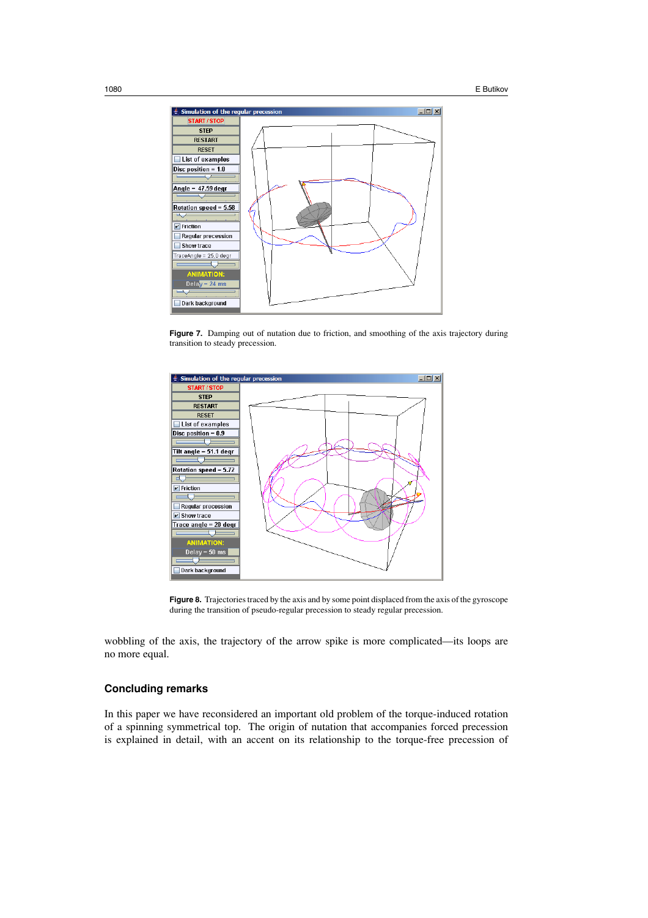**Figure 7.** Damping out of nutation due to friction, and smoothing of the axis trajectory during transition to steady precession.

**Figure 8.** Trajectories traced by the axis and by some point displaced from the axis of the gyroscope during the transition of pseudo-regular precession to steady regular precession.

wobbling of the axis, the trajectory of the arrow spike is more complicated—its loops are no more equal.

## Concluding remarks

In this paper we have reconsidered an important old problem of the torque-induced rotation of a spinning symmetrical top. The origin of nutation that accompanies forced precession is explained in detail, with an accent on its relationship to the torque-free precession of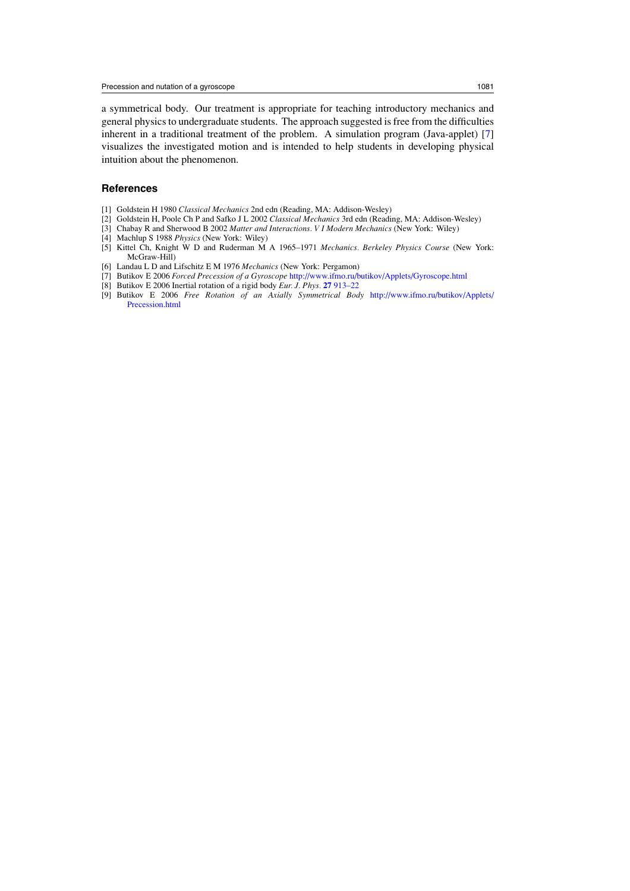a symmetrical body. Our treatment is appropriate for teaching introductory mechanics and general physics to undergraduate students. The approach suggested is free from the difficulties inherent in a traditional treatment of the problem. A simulation program (Java-applet) [7] visualizes the investigated motion and is intended to help students in developing physical intuition about the phenomenon.

## References

[1] Goldstein H 1980 *Classical Mechanics* 2nd edn (Reading, MA: Addison-Wesley)

[2] Goldstein H, Poole Ch P and Safko J L 2002 *Classical Mechanics* 3rd edn (Reading, MA: Addison-Wesley)

[3] Chabay R and Sherwood B 2002 *Matter and Interactions. V I Modern Mechanics* (New York: Wiley)

[4] Machlup S 1988 *Physics* (New York: Wiley)

[5] Kittel Ch, Knight W D and Ruderman M A 1965–1971 *Mechanics. Berkeley Physics Course* (New York: McGraw-Hill)

[6] Landau L D and Lifschitz E M 1976 *Mechanics* (New York: Pergamon)

[7] Butikov E 2006 *Forced Precession of a Gyroscope* http://www.ifmo.ru/butikov/Applets/Gyroscope.html

[8] Butikov E 2006 Inertial rotation of a rigid body *Eur. J. Phys.* **27** 913–22

[9] Butikov E 2006 *Free Rotation of an Axially Symmetrical Body* http://www.ifmo.ru/butikov/Applets/Precession.html